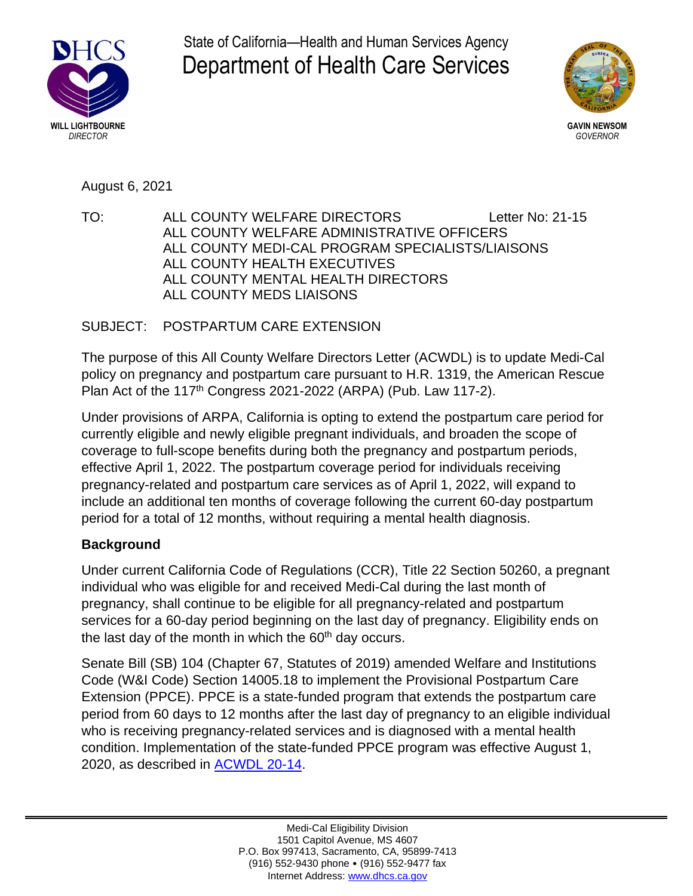State of California—Health and Human Services Agency

# Department of Health Care Services

WILL LIGHTBOURNE
*DIRECTOR*

GAVIN NEWSOM
*GOVERNOR*

August 6, 2021

TO: ALL COUNTY WELFARE DIRECTORS Letter No: 21-15
ALL COUNTY WELFARE ADMINISTRATIVE OFFICERS
ALL COUNTY MEDI-CAL PROGRAM SPECIALISTS/LIAISONS
ALL COUNTY HEALTH EXECUTIVES
ALL COUNTY MENTAL HEALTH DIRECTORS
ALL COUNTY MEDS LIAISONS

SUBJECT: POSTPARTUM CARE EXTENSION

The purpose of this All County Welfare Directors Letter (ACWDL) is to update Medi-Cal policy on pregnancy and postpartum care pursuant to H.R. 1319, the American Rescue Plan Act of the 117th Congress 2021-2022 (ARPA) (Pub. Law 117-2).

Under provisions of ARPA, California is opting to extend the postpartum care period for currently eligible and newly eligible pregnant individuals, and broaden the scope of coverage to full-scope benefits during both the pregnancy and postpartum periods, effective April 1, 2022. The postpartum coverage period for individuals receiving pregnancy-related and postpartum care services as of April 1, 2022, will expand to include an additional ten months of coverage following the current 60-day postpartum period for a total of 12 months, without requiring a mental health diagnosis.

**Background**

Under current California Code of Regulations (CCR), Title 22 Section 50260, a pregnant individual who was eligible for and received Medi-Cal during the last month of pregnancy, shall continue to be eligible for all pregnancy-related and postpartum services for a 60-day period beginning on the last day of pregnancy. Eligibility ends on the last day of the month in which the 60th day occurs.

Senate Bill (SB) 104 (Chapter 67, Statutes of 2019) amended Welfare and Institutions Code (W&I Code) Section 14005.18 to implement the Provisional Postpartum Care Extension (PPCE). PPCE is a state-funded program that extends the postpartum care period from 60 days to 12 months after the last day of pregnancy to an eligible individual who is receiving pregnancy-related services and is diagnosed with a mental health condition. Implementation of the state-funded PPCE program was effective August 1, 2020, as described in ACWDL 20-14.

Medi-Cal Eligibility Division
1501 Capitol Avenue, MS 4607
P.O. Box 997413, Sacramento, CA, 95899-7413
(916) 552-9430 phone • (916) 552-9477 fax
Internet Address: www.dhcs.ca.gov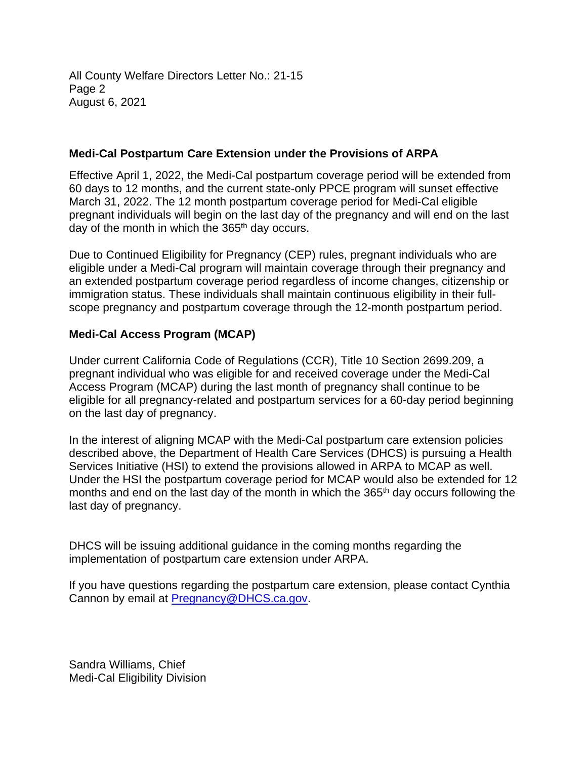## Medi-Cal Postpartum Care Extension under the Provisions of ARPA

Effective April 1, 2022, the Medi-Cal postpartum coverage period will be extended from 60 days to 12 months, and the current state-only PPCE program will sunset effective March 31, 2022. The 12 month postpartum coverage period for Medi-Cal eligible pregnant individuals will begin on the last day of the pregnancy and will end on the last day of the month in which the 365th day occurs.

Due to Continued Eligibility for Pregnancy (CEP) rules, pregnant individuals who are eligible under a Medi-Cal program will maintain coverage through their pregnancy and an extended postpartum coverage period regardless of income changes, citizenship or immigration status. These individuals shall maintain continuous eligibility in their full-scope pregnancy and postpartum coverage through the 12-month postpartum period.

## Medi-Cal Access Program (MCAP)

Under current California Code of Regulations (CCR), Title 10 Section 2699.209, a pregnant individual who was eligible for and received coverage under the Medi-Cal Access Program (MCAP) during the last month of pregnancy shall continue to be eligible for all pregnancy-related and postpartum services for a 60-day period beginning on the last day of pregnancy.

In the interest of aligning MCAP with the Medi-Cal postpartum care extension policies described above, the Department of Health Care Services (DHCS) is pursuing a Health Services Initiative (HSI) to extend the provisions allowed in ARPA to MCAP as well. Under the HSI the postpartum coverage period for MCAP would also be extended for 12 months and end on the last day of the month in which the 365th day occurs following the last day of pregnancy.

DHCS will be issuing additional guidance in the coming months regarding the implementation of postpartum care extension under ARPA.

If you have questions regarding the postpartum care extension, please contact Cynthia Cannon by email at Pregnancy@DHCS.ca.gov.

Sandra Williams, Chief
Medi-Cal Eligibility Division